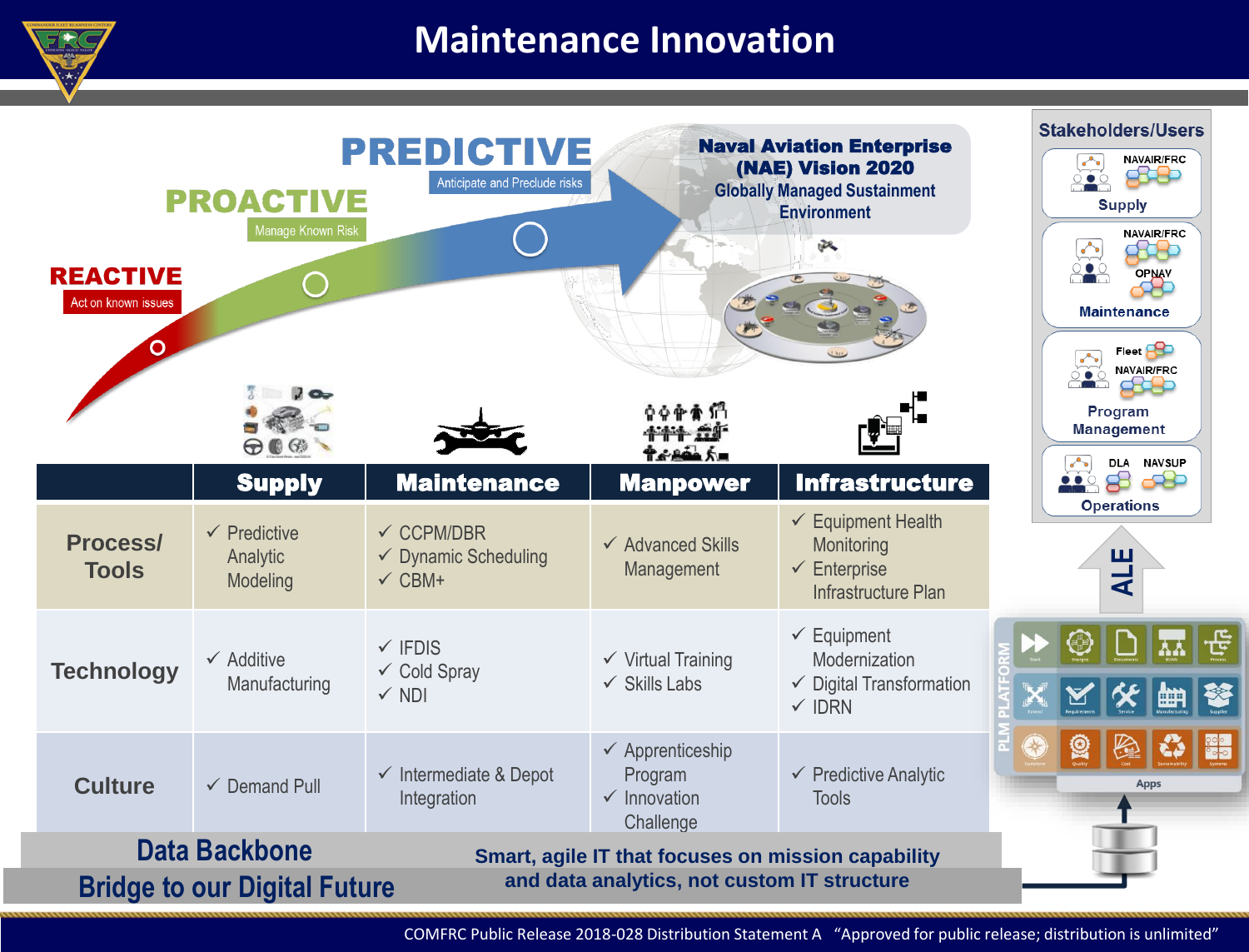# Maintenance Innovation

**REACTIVE** — Act on known issues

**PROACTIVE** — Manage Known Risk

**PREDICTIVE** — Anticipate and Preclude risks

**Naval Aviation Enterprise (NAE) Vision 2020**
Globally Managed Sustainment Environment

| | Supply | Maintenance | Manpower | Infrastructure |
|---|---|---|---|---|
| **Process/ Tools** | ✓ Predictive Analytic Modeling | ✓ CCPM/DBR<br>✓ Dynamic Scheduling<br>✓ CBM+ | ✓ Advanced Skills Management | ✓ Equipment Health Monitoring<br>✓ Enterprise Infrastructure Plan |
| **Technology** | ✓ Additive Manufacturing | ✓ IFDIS<br>✓ Cold Spray<br>✓ NDI | ✓ Virtual Training<br>✓ Skills Labs | ✓ Equipment Modernization<br>✓ Digital Transformation<br>✓ IDRN |
| **Culture** | ✓ Demand Pull | ✓ Intermediate & Depot Integration | ✓ Apprenticeship Program<br>✓ Innovation Challenge | ✓ Predictive Analytic Tools |

**Data Backbone**
**Bridge to our Digital Future**

**Smart, agile IT that focuses on mission capability and data analytics, not custom IT structure**

## Stakeholders/Users

- **Supply** — NAVAIR/FRC
- **Maintenance** — NAVAIR/FRC, OPNAV
- **Program Management** — Fleet, NAVAIR/FRC
- **Operations** — DLA, NAVSUP

ALE

PLM PLATFORM — Apps

COMFRC Public Release 2018-028 Distribution Statement A “Approved for public release; distribution is unlimited”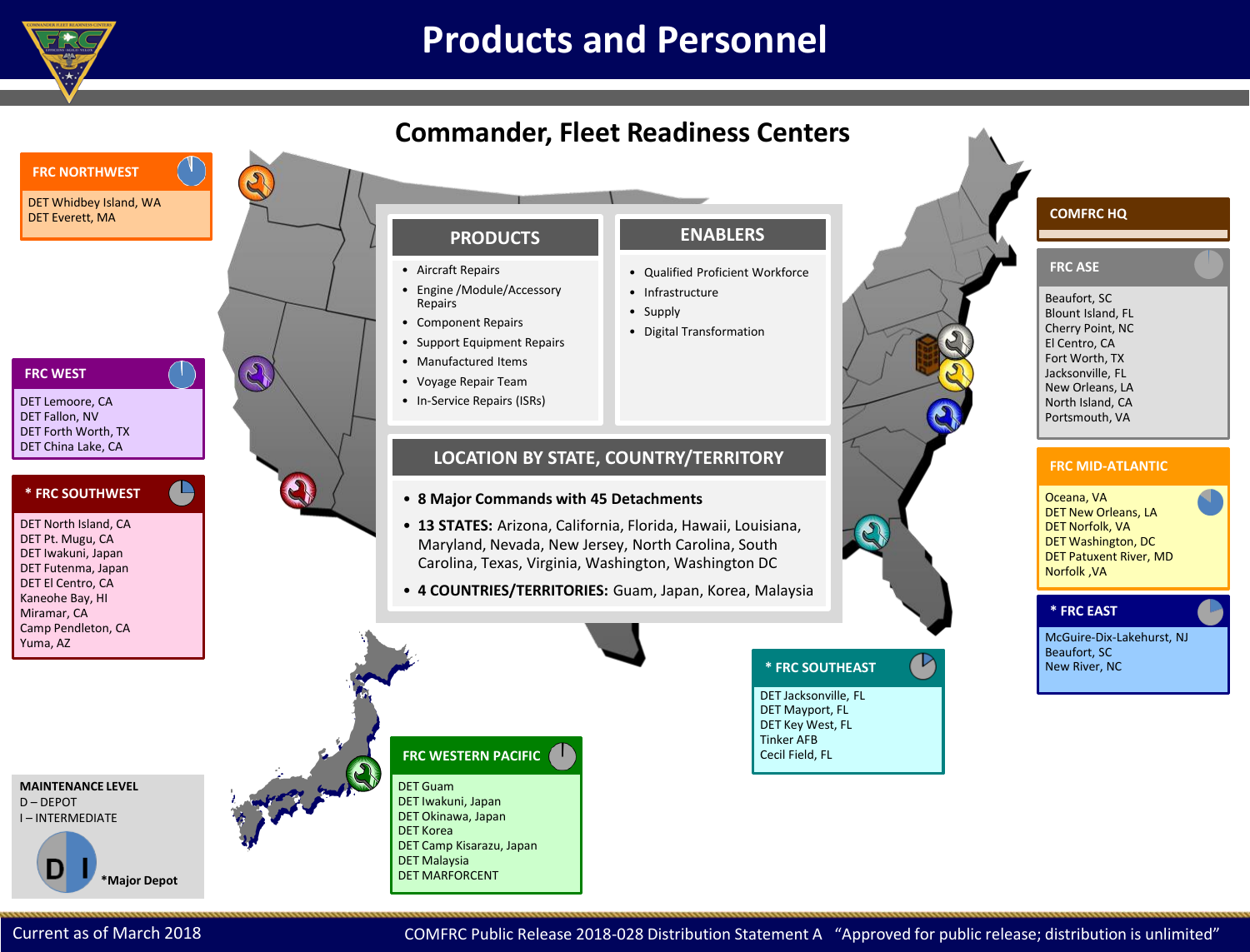# Products and Personnel

## Commander, Fleet Readiness Centers

### FRC NORTHWEST

DET Whidbey Island, WA
DET Everett, MA

### FRC WEST

DET Lemoore, CA
DET Fallon, NV
DET Forth Worth, TX
DET China Lake, CA

### * FRC SOUTHWEST

DET North Island, CA
DET Pt. Mugu, CA
DET Iwakuni, Japan
DET Futenma, Japan
DET El Centro, CA
Kaneohe Bay, HI
Miramar, CA
Camp Pendleton, CA
Yuma, AZ

### PRODUCTS

- Aircraft Repairs
- Engine /Module/Accessory Repairs
- Component Repairs
- Support Equipment Repairs
- Manufactured Items
- Voyage Repair Team
- In-Service Repairs (ISRs)

### ENABLERS

- Qualified Proficient Workforce
- Infrastructure
- Supply
- Digital Transformation

### LOCATION BY STATE, COUNTRY/TERRITORY

- **8 Major Commands with 45 Detachments**
- **13 STATES:** Arizona, California, Florida, Hawaii, Louisiana, Maryland, Nevada, New Jersey, North Carolina, South Carolina, Texas, Virginia, Washington, Washington DC
- **4 COUNTRIES/TERRITORIES:** Guam, Japan, Korea, Malaysia

### COMFRC HQ

### FRC ASE

Beaufort, SC
Blount Island, FL
Cherry Point, NC
El Centro, CA
Fort Worth, TX
Jacksonville, FL
New Orleans, LA
North Island, CA
Portsmouth, VA

### FRC MID-ATLANTIC

Oceana, VA
DET New Orleans, LA
DET Norfolk, VA
DET Washington, DC
DET Patuxent River, MD
Norfolk ,VA

### * FRC EAST

McGuire-Dix-Lakehurst, NJ
Beaufort, SC
New River, NC

### * FRC SOUTHEAST

DET Jacksonville, FL
DET Mayport, FL
DET Key West, FL
Tinker AFB
Cecil Field, FL

### FRC WESTERN PACIFIC

DET Guam
DET Iwakuni, Japan
DET Okinawa, Japan
DET Korea
DET Camp Kisarazu, Japan
DET Malaysia
DET MARFORCENT

**MAINTENANCE LEVEL**
D – DEPOT
I – INTERMEDIATE

D I

*Major Depot

Current as of March 2018

COMFRC Public Release 2018-028 Distribution Statement A “Approved for public release; distribution is unlimited”